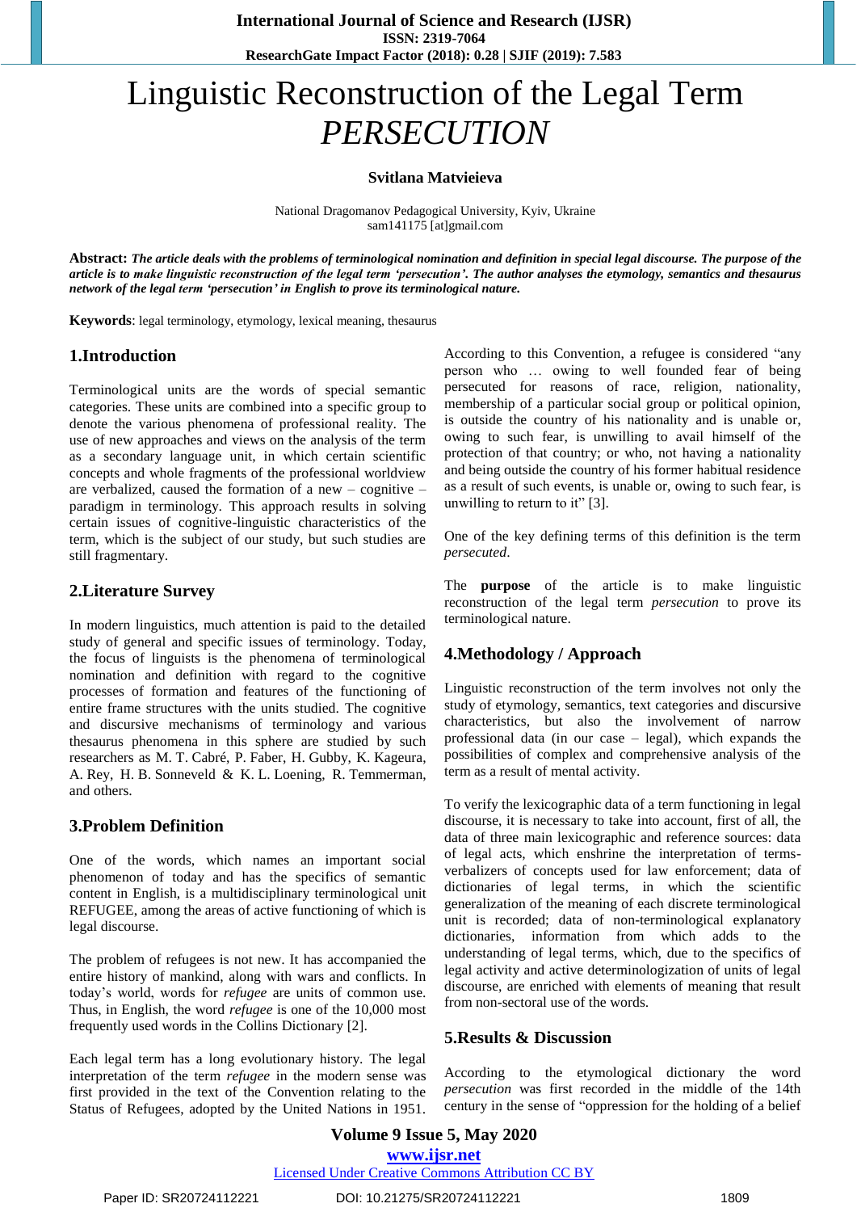# Linguistic Reconstruction of the Legal Term *PERSECUTION*

**Svitlana Matvieieva**

National Dragomanov Pedagogical University, Kyiv, Ukraine
sam141175 [at]gmail.com

**Abstract:** ***The article deals with the problems of terminological nomination and definition in special legal discourse. The purpose of the article is to make linguistic reconstruction of the legal term 'persecution'. The author analyses the etymology, semantics and thesaurus network of the legal term 'persecution' in English to prove its terminological nature.***

**Keywords**: legal terminology, etymology, lexical meaning, thesaurus

## 1.Introduction

Terminological units are the words of special semantic categories. These units are combined into a specific group to denote the various phenomena of professional reality. The use of new approaches and views on the analysis of the term as a secondary language unit, in which certain scientific concepts and whole fragments of the professional worldview are verbalized, caused the formation of a new – cognitive – paradigm in terminology. This approach results in solving certain issues of cognitive-linguistic characteristics of the term, which is the subject of our study, but such studies are still fragmentary.

## 2.Literature Survey

In modern linguistics, much attention is paid to the detailed study of general and specific issues of terminology. Today, the focus of linguists is the phenomena of terminological nomination and definition with regard to the cognitive processes of formation and features of the functioning of entire frame structures with the units studied. The cognitive and discursive mechanisms of terminology and various thesaurus phenomena in this sphere are studied by such researchers as M. T. Cabré, P. Faber, H. Gubby, K. Kageura, A. Rey, H. B. Sonneveld & K. L. Loening, R. Temmerman, and others.

## 3.Problem Definition

One of the words, which names an important social phenomenon of today and has the specifics of semantic content in English, is a multidisciplinary terminological unit REFUGEE, among the areas of active functioning of which is legal discourse.

The problem of refugees is not new. It has accompanied the entire history of mankind, along with wars and conflicts. In today's world, words for *refugee* are units of common use. Thus, in English, the word *refugee* is one of the 10,000 most frequently used words in the Collins Dictionary [2].

Each legal term has a long evolutionary history. The legal interpretation of the term *refugee* in the modern sense was first provided in the text of the Convention relating to the Status of Refugees, adopted by the United Nations in 1951. According to this Convention, a refugee is considered "any person who … owing to well founded fear of being persecuted for reasons of race, religion, nationality, membership of a particular social group or political opinion, is outside the country of his nationality and is unable or, owing to such fear, is unwilling to avail himself of the protection of that country; or who, not having a nationality and being outside the country of his former habitual residence as a result of such events, is unable or, owing to such fear, is unwilling to return to it" [3].

One of the key defining terms of this definition is the term *persecuted*.

The **purpose** of the article is to make linguistic reconstruction of the legal term *persecution* to prove its terminological nature.

## 4.Methodology / Approach

Linguistic reconstruction of the term involves not only the study of etymology, semantics, text categories and discursive characteristics, but also the involvement of narrow professional data (in our case – legal), which expands the possibilities of complex and comprehensive analysis of the term as a result of mental activity.

To verify the lexicographic data of a term functioning in legal discourse, it is necessary to take into account, first of all, the data of three main lexicographic and reference sources: data of legal acts, which enshrine the interpretation of terms-verbalizers of concepts used for law enforcement; data of dictionaries of legal terms, in which the scientific generalization of the meaning of each discrete terminological unit is recorded; data of non-terminological explanatory dictionaries, information from which adds to the understanding of legal terms, which, due to the specifics of legal activity and active determinologization of units of legal discourse, are enriched with elements of meaning that result from non-sectoral use of the words.

## 5.Results & Discussion

According to the etymological dictionary the word *persecution* was first recorded in the middle of the 14th century in the sense of "oppression for the holding of a belief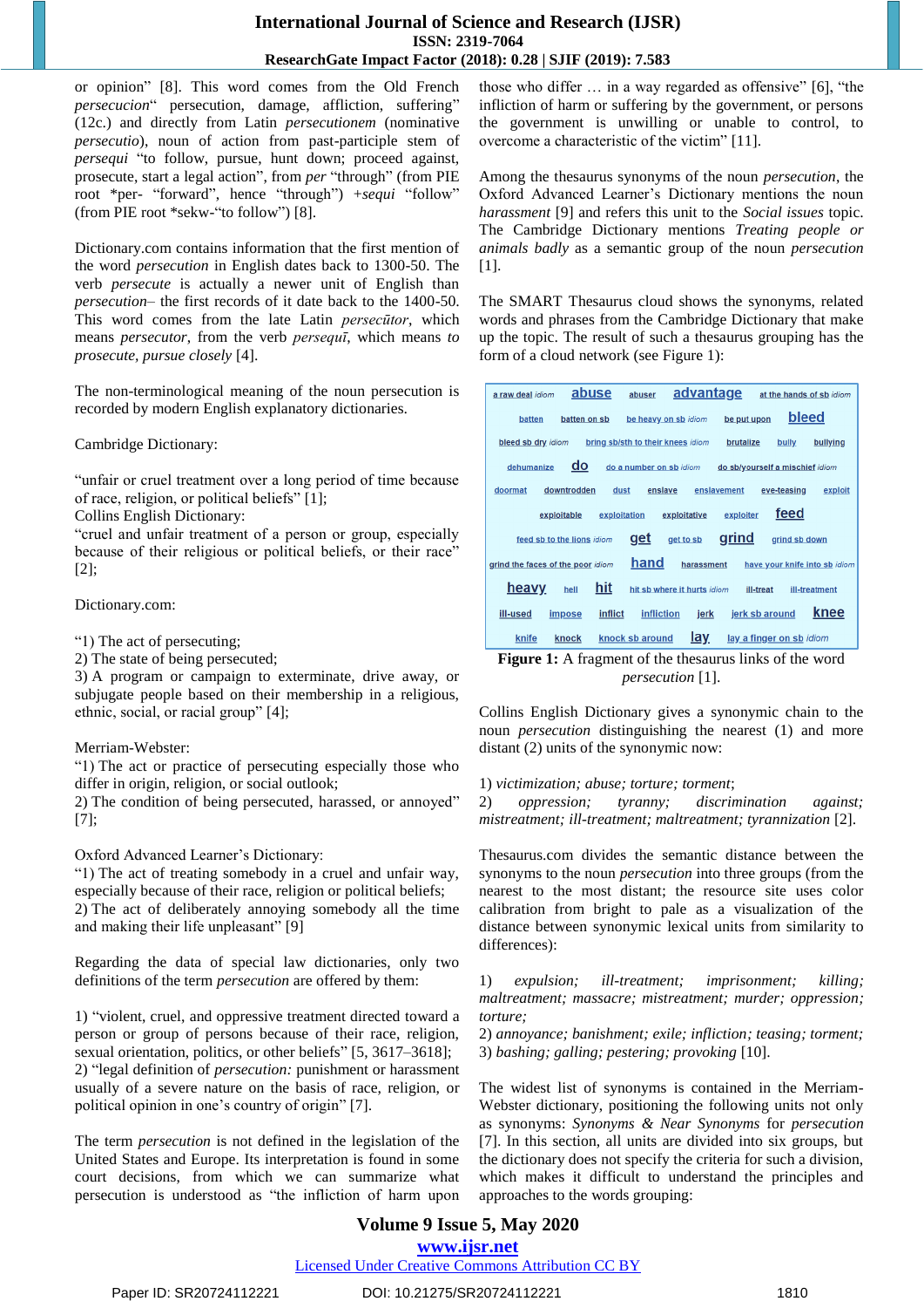or opinion" [8]. This word comes from the Old French *persecucion*" persecution, damage, affliction, suffering" (12c.) and directly from Latin *persecutionem* (nominative *persecutio*), noun of action from past-participle stem of *persequi* "to follow, pursue, hunt down; proceed against, prosecute, start a legal action", from *per* "through" (from PIE root *per- "forward", hence "through") +*sequi* "follow" (from PIE root *sekw-"to follow") [8].

Dictionary.com contains information that the first mention of the word *persecution* in English dates back to 1300-50. The verb *persecute* is actually a newer unit of English than *persecution*– the first records of it date back to the 1400-50. This word comes from the late Latin *persecūtor*, which means *persecutor*, from the verb *persequī*, which means *to prosecute, pursue closely* [4].

The non-terminological meaning of the noun persecution is recorded by modern English explanatory dictionaries.

Cambridge Dictionary:

"unfair or cruel treatment over a long period of time because of race, religion, or political beliefs" [1];
Collins English Dictionary:
"cruel and unfair treatment of a person or group, especially because of their religious or political beliefs, or their race" [2];

Dictionary.com:

"1) The act of persecuting;
2) The state of being persecuted;
3) A program or campaign to exterminate, drive away, or subjugate people based on their membership in a religious, ethnic, social, or racial group" [4];

Merriam-Webster:
"1) The act or practice of persecuting especially those who differ in origin, religion, or social outlook;
2) The condition of being persecuted, harassed, or annoyed" [7];

Oxford Advanced Learner's Dictionary:
"1) The act of treating somebody in a cruel and unfair way, especially because of their race, religion or political beliefs;
2) The act of deliberately annoying somebody all the time and making their life unpleasant" [9]

Regarding the data of special law dictionaries, only two definitions of the term *persecution* are offered by them:

1) "violent, cruel, and oppressive treatment directed toward a person or group of persons because of their race, religion, sexual orientation, politics, or other beliefs" [5, 3617–3618];
2) "legal definition of *persecution:* punishment or harassment usually of a severe nature on the basis of race, religion, or political opinion in one's country of origin" [7].

The term *persecution* is not defined in the legislation of the United States and Europe. Its interpretation is found in some court decisions, from which we can summarize what persecution is understood as "the infliction of harm upon those who differ … in a way regarded as offensive" [6], "the infliction of harm or suffering by the government, or persons the government is unwilling or unable to control, to overcome a characteristic of the victim" [11].

Among the thesaurus synonyms of the noun *persecution*, the Oxford Advanced Learner's Dictionary mentions the noun *harassment* [9] and refers this unit to the *Social issues* topic. The Cambridge Dictionary mentions *Treating people or animals badly* as a semantic group of the noun *persecution* [1].

The SMART Thesaurus cloud shows the synonyms, related words and phrases from the Cambridge Dictionary that make up the topic. The result of such a thesaurus grouping has the form of a cloud network (see Figure 1):

a raw deal *idiom* abuse abuser advantage at the hands of sb *idiom* batten batten on sb be heavy on sb *idiom* be put upon bleed bleed sb dry *idiom* bring sb/sth to their knees *idiom* brutalize bully bullying dehumanize do do a number on sb *idiom* do sb/yourself a mischief *idiom* doormat downtrodden dust enslave enslavement eve-teasing exploit exploitable exploitation exploitative exploiter feed feed sb to the lions *idiom* get get to sb grind grind sb down grind the faces of the poor *idiom* hand harassment have your knife into sb *idiom* heavy hell hit hit sb where it hurts *idiom* ill-treat ill-treatment ill-used impose inflict infliction jerk jerk sb around knee knife knock knock sb around lay lay a finger on sb *idiom*

**Figure 1:** A fragment of the thesaurus links of the word *persecution* [1].

Collins English Dictionary gives a synonymic chain to the noun *persecution* distinguishing the nearest (1) and more distant (2) units of the synonymic now:

1) *victimization; abuse; torture; torment*;
2) *oppression; tyranny; discrimination against; mistreatment; ill-treatment; maltreatment; tyrannization* [2].

Thesaurus.com divides the semantic distance between the synonyms to the noun *persecution* into three groups (from the nearest to the most distant; the resource site uses color calibration from bright to pale as a visualization of the distance between synonymic lexical units from similarity to differences):

1) *expulsion; ill-treatment; imprisonment; killing; maltreatment; massacre; mistreatment; murder; oppression; torture;*
2) *annoyance; banishment; exile; infliction; teasing; torment;*
3) *bashing; galling; pestering; provoking* [10].

The widest list of synonyms is contained in the Merriam-Webster dictionary, positioning the following units not only as synonyms: *Synonyms & Near Synonyms* for *persecution* [7]. In this section, all units are divided into six groups, but the dictionary does not specify the criteria for such a division, which makes it difficult to understand the principles and approaches to the words grouping: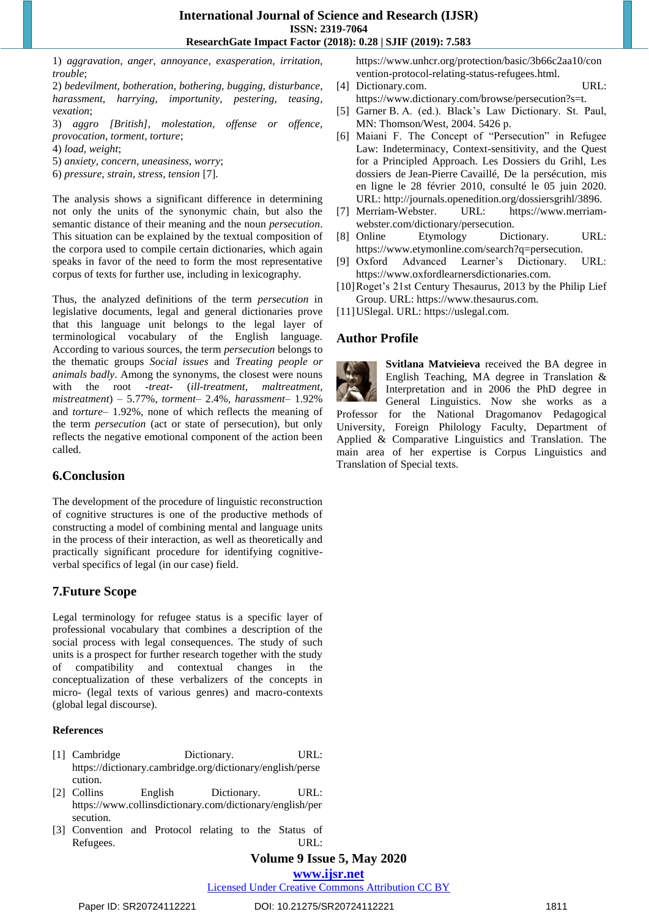1) *aggravation*, *anger*, *annoyance*, *exasperation*, *irritation*, *trouble*;
2) *bedevilment*, *botheration*, *bothering*, *bugging*, *disturbance*, *harassment*, *harrying*, *importunity*, *pestering*, *teasing*, *vexation*;
3) *aggro [British]*, *molestation*, *offense or offence*, *provocation*, *torment*, *torture*;
4) *load*, *weight*;
5) *anxiety*, *concern*, *uneasiness*, *worry*;
6) *pressure*, *strain*, *stress*, *tension* [7].

The analysis shows a significant difference in determining not only the units of the synonymic chain, but also the semantic distance of their meaning and the noun *persecution*. This situation can be explained by the textual composition of the corpora used to compile certain dictionaries, which again speaks in favor of the need to form the most representative corpus of texts for further use, including in lexicography.

Thus, the analyzed definitions of the term *persecution* in legislative documents, legal and general dictionaries prove that this language unit belongs to the legal layer of terminological vocabulary of the English language. According to various sources, the term *persecution* belongs to the thematic groups *Social issues* and *Treating people or animals badly*. Among the synonyms, the closest were nouns with the root *-treat-* (*ill-treatment*, *maltreatment*, *mistreatment*) – 5.77%, *torment*– 2.4%, *harassment*– 1.92% and *torture*– 1.92%, none of which reflects the meaning of the term *persecution* (act or state of persecution), but only reflects the negative emotional component of the action been called.

## 6.Conclusion

The development of the procedure of linguistic reconstruction of cognitive structures is one of the productive methods of constructing a model of combining mental and language units in the process of their interaction, as well as theoretically and practically significant procedure for identifying cognitive-verbal specifics of legal (in our case) field.

## 7.Future Scope

Legal terminology for refugee status is a specific layer of professional vocabulary that combines a description of the social process with legal consequences. The study of such units is a prospect for further research together with the study of compatibility and contextual changes in the conceptualization of these verbalizers of the concepts in micro- (legal texts of various genres) and macro-contexts (global legal discourse).

### References

[1] Cambridge Dictionary. URL: https://dictionary.cambridge.org/dictionary/english/persecution.
[2] Collins English Dictionary. URL: https://www.collinsdictionary.com/dictionary/english/persecution.
[3] Convention and Protocol relating to the Status of Refugees. URL: https://www.unhcr.org/protection/basic/3b66c2aa10/convention-protocol-relating-status-refugees.html.
[4] Dictionary.com. URL: https://www.dictionary.com/browse/persecution?s=t.
[5] Garner B. A. (ed.). Black's Law Dictionary. St. Paul, MN: Thomson/West, 2004. 5426 p.
[6] Maiani F. The Concept of "Persecution" in Refugee Law: Indeterminacy, Context-sensitivity, and the Quest for a Principled Approach. Les Dossiers du Grihl, Les dossiers de Jean-Pierre Cavaillé, De la persécution, mis en ligne le 28 février 2010, consulté le 05 juin 2020. URL: http://journals.openedition.org/dossiersgrihl/3896.
[7] Merriam-Webster. URL: https://www.merriam-webster.com/dictionary/persecution.
[8] Online Etymology Dictionary. URL: https://www.etymonline.com/search?q=persecution.
[9] Oxford Advanced Learner's Dictionary. URL: https://www.oxfordlearnersdictionaries.com.
[10] Roget's 21st Century Thesaurus, 2013 by the Philip Lief Group. URL: https://www.thesaurus.com.
[11] USlegal. URL: https://uslegal.com.

## Author Profile

**Svitlana Matvieieva** received the BA degree in English Teaching, MA degree in Translation & Interpretation and in 2006 the PhD degree in General Linguistics. Now she works as a Professor for the National Dragomanov Pedagogical University, Foreign Philology Faculty, Department of Applied & Comparative Linguistics and Translation. The main area of her expertise is Corpus Linguistics and Translation of Special texts.